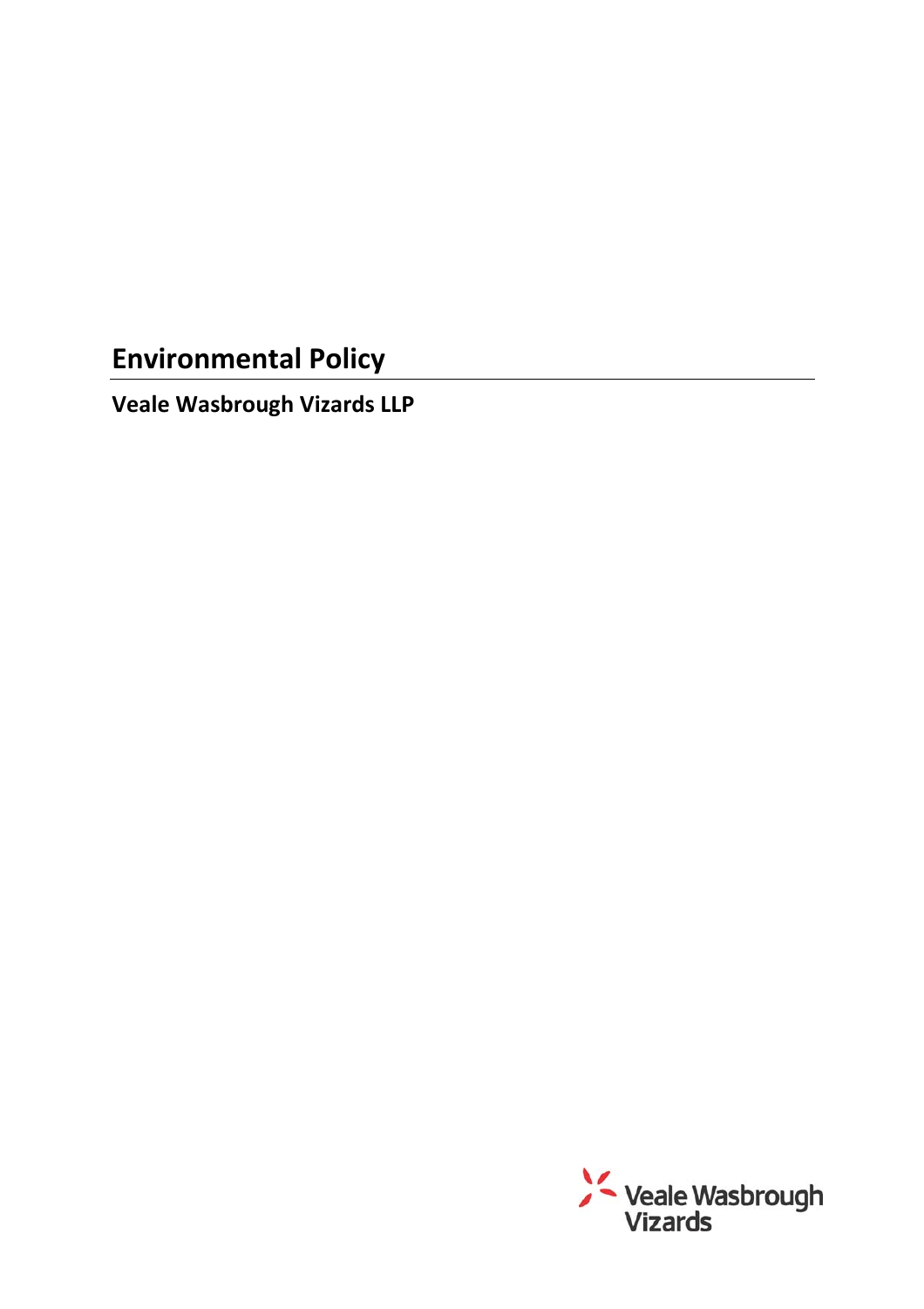# Environmental Policy

**Veale Wasbrough Vizards LLP**

Veale Wasbrough Vizards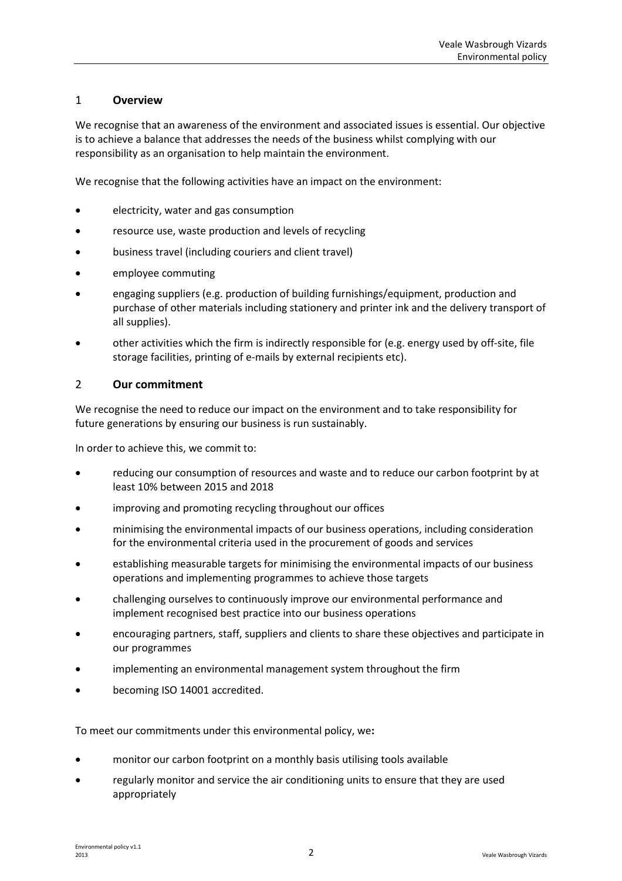## 1 **Overview**

We recognise that an awareness of the environment and associated issues is essential. Our objective is to achieve a balance that addresses the needs of the business whilst complying with our responsibility as an organisation to help maintain the environment.

We recognise that the following activities have an impact on the environment:

- electricity, water and gas consumption
- resource use, waste production and levels of recycling
- business travel (including couriers and client travel)
- employee commuting
- engaging suppliers (e.g. production of building furnishings/equipment, production and purchase of other materials including stationery and printer ink and the delivery transport of all supplies).
- other activities which the firm is indirectly responsible for (e.g. energy used by off-site, file storage facilities, printing of e-mails by external recipients etc).

## 2 **Our commitment**

We recognise the need to reduce our impact on the environment and to take responsibility for future generations by ensuring our business is run sustainably.

In order to achieve this, we commit to:

- reducing our consumption of resources and waste and to reduce our carbon footprint by at least 10% between 2015 and 2018
- improving and promoting recycling throughout our offices
- minimising the environmental impacts of our business operations, including consideration for the environmental criteria used in the procurement of goods and services
- establishing measurable targets for minimising the environmental impacts of our business operations and implementing programmes to achieve those targets
- challenging ourselves to continuously improve our environmental performance and implement recognised best practice into our business operations
- encouraging partners, staff, suppliers and clients to share these objectives and participate in our programmes
- implementing an environmental management system throughout the firm
- becoming ISO 14001 accredited.

To meet our commitments under this environmental policy, we**:**

- monitor our carbon footprint on a monthly basis utilising tools available
- regularly monitor and service the air conditioning units to ensure that they are used appropriately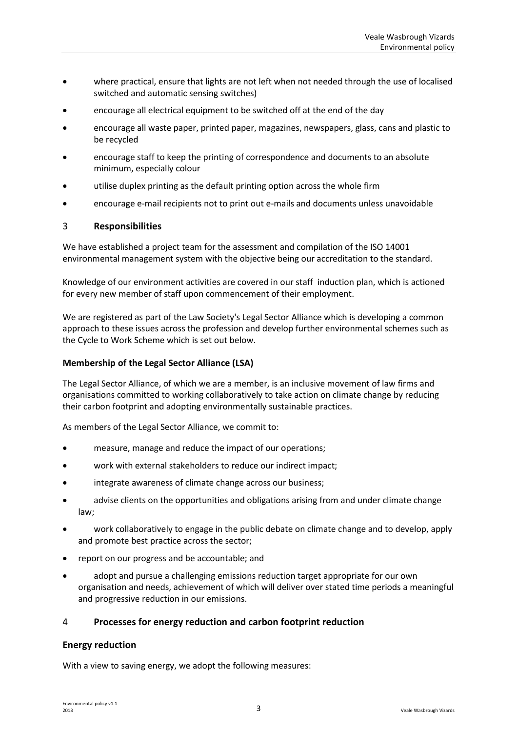- where practical, ensure that lights are not left when not needed through the use of localised switched and automatic sensing switches)
- encourage all electrical equipment to be switched off at the end of the day
- encourage all waste paper, printed paper, magazines, newspapers, glass, cans and plastic to be recycled
- encourage staff to keep the printing of correspondence and documents to an absolute minimum, especially colour
- utilise duplex printing as the default printing option across the whole firm
- encourage e-mail recipients not to print out e-mails and documents unless unavoidable

## 3 **Responsibilities**

We have established a project team for the assessment and compilation of the ISO 14001 environmental management system with the objective being our accreditation to the standard.

Knowledge of our environment activities are covered in our staff induction plan, which is actioned for every new member of staff upon commencement of their employment.

We are registered as part of the Law Society's Legal Sector Alliance which is developing a common approach to these issues across the profession and develop further environmental schemes such as the Cycle to Work Scheme which is set out below.

### **Membership of the Legal Sector Alliance (LSA)**

The Legal Sector Alliance, of which we are a member, is an inclusive movement of law firms and organisations committed to working collaboratively to take action on climate change by reducing their carbon footprint and adopting environmentally sustainable practices.

As members of the Legal Sector Alliance, we commit to:

- measure, manage and reduce the impact of our operations;
- work with external stakeholders to reduce our indirect impact;
- integrate awareness of climate change across our business;
- advise clients on the opportunities and obligations arising from and under climate change law;
- work collaboratively to engage in the public debate on climate change and to develop, apply and promote best practice across the sector;
- report on our progress and be accountable; and
- adopt and pursue a challenging emissions reduction target appropriate for our own organisation and needs, achievement of which will deliver over stated time periods a meaningful and progressive reduction in our emissions.

## 4 **Processes for energy reduction and carbon footprint reduction**

### **Energy reduction**

With a view to saving energy, we adopt the following measures: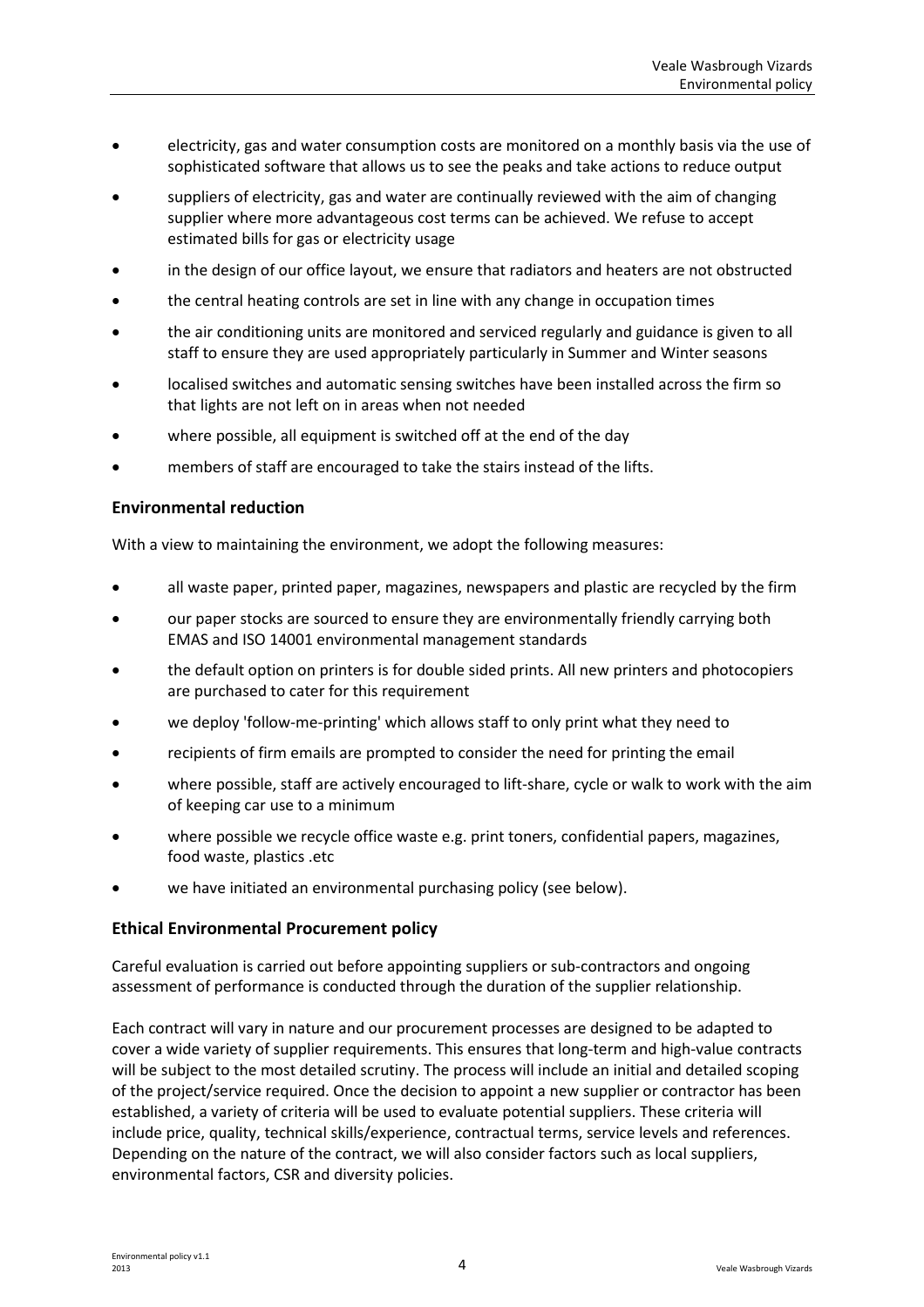- electricity, gas and water consumption costs are monitored on a monthly basis via the use of sophisticated software that allows us to see the peaks and take actions to reduce output
- suppliers of electricity, gas and water are continually reviewed with the aim of changing supplier where more advantageous cost terms can be achieved. We refuse to accept estimated bills for gas or electricity usage
- in the design of our office layout, we ensure that radiators and heaters are not obstructed
- the central heating controls are set in line with any change in occupation times
- the air conditioning units are monitored and serviced regularly and guidance is given to all staff to ensure they are used appropriately particularly in Summer and Winter seasons
- localised switches and automatic sensing switches have been installed across the firm so that lights are not left on in areas when not needed
- where possible, all equipment is switched off at the end of the day
- members of staff are encouraged to take the stairs instead of the lifts.

## Environmental reduction

With a view to maintaining the environment, we adopt the following measures:

- all waste paper, printed paper, magazines, newspapers and plastic are recycled by the firm
- our paper stocks are sourced to ensure they are environmentally friendly carrying both EMAS and ISO 14001 environmental management standards
- the default option on printers is for double sided prints. All new printers and photocopiers are purchased to cater for this requirement
- we deploy 'follow-me-printing' which allows staff to only print what they need to
- recipients of firm emails are prompted to consider the need for printing the email
- where possible, staff are actively encouraged to lift-share, cycle or walk to work with the aim of keeping car use to a minimum
- where possible we recycle office waste e.g. print toners, confidential papers, magazines, food waste, plastics .etc
- we have initiated an environmental purchasing policy (see below).

## Ethical Environmental Procurement policy

Careful evaluation is carried out before appointing suppliers or sub-contractors and ongoing assessment of performance is conducted through the duration of the supplier relationship.

Each contract will vary in nature and our procurement processes are designed to be adapted to cover a wide variety of supplier requirements. This ensures that long-term and high-value contracts will be subject to the most detailed scrutiny. The process will include an initial and detailed scoping of the project/service required. Once the decision to appoint a new supplier or contractor has been established, a variety of criteria will be used to evaluate potential suppliers. These criteria will include price, quality, technical skills/experience, contractual terms, service levels and references. Depending on the nature of the contract, we will also consider factors such as local suppliers, environmental factors, CSR and diversity policies.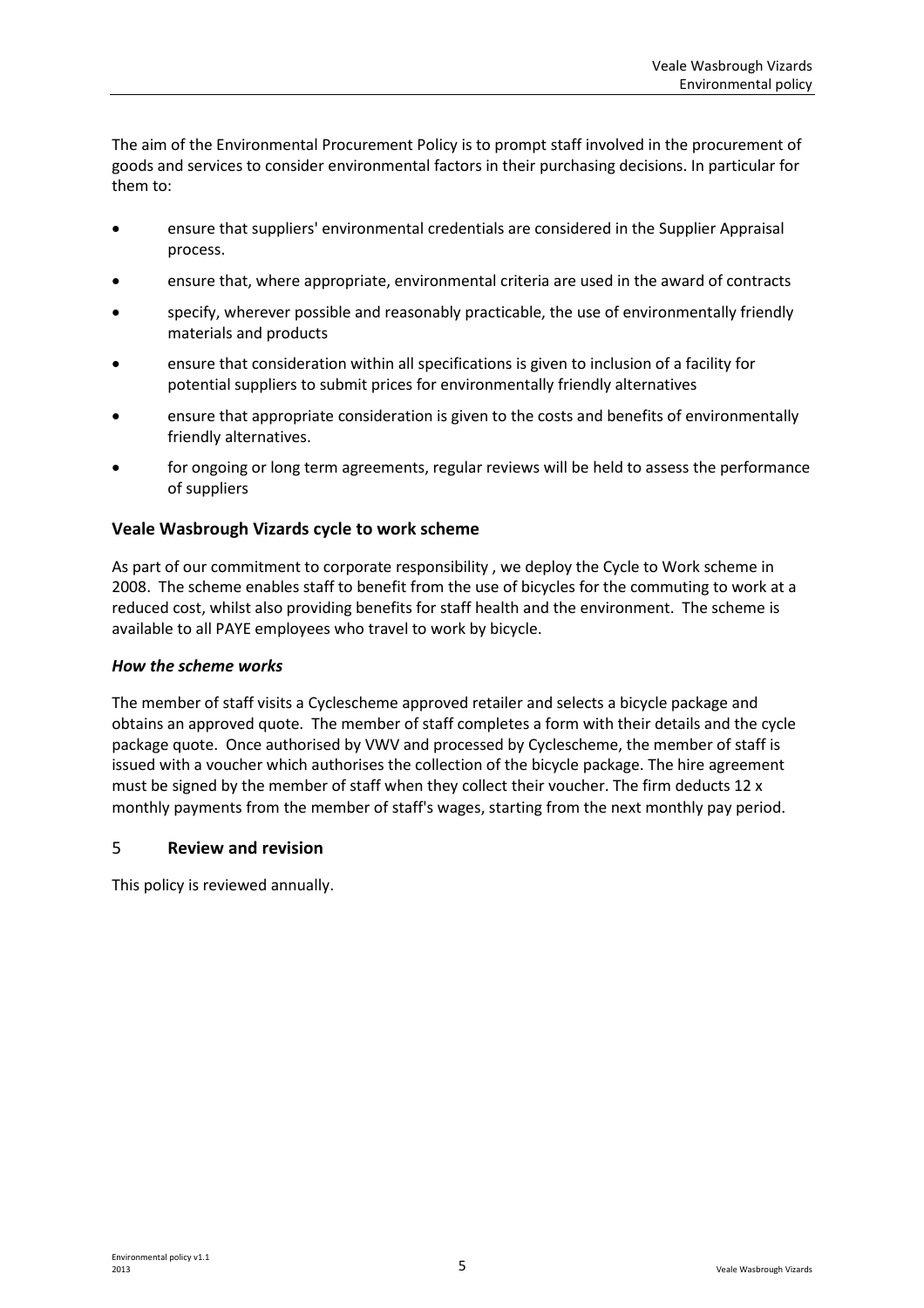The aim of the Environmental Procurement Policy is to prompt staff involved in the procurement of goods and services to consider environmental factors in their purchasing decisions. In particular for them to:

- ensure that suppliers' environmental credentials are considered in the Supplier Appraisal process.
- ensure that, where appropriate, environmental criteria are used in the award of contracts
- specify, wherever possible and reasonably practicable, the use of environmentally friendly materials and products
- ensure that consideration within all specifications is given to inclusion of a facility for potential suppliers to submit prices for environmentally friendly alternatives
- ensure that appropriate consideration is given to the costs and benefits of environmentally friendly alternatives.
- for ongoing or long term agreements, regular reviews will be held to assess the performance of suppliers

### Veale Wasbrough Vizards cycle to work scheme

As part of our commitment to corporate responsibility , we deploy the Cycle to Work scheme in 2008. The scheme enables staff to benefit from the use of bicycles for the commuting to work at a reduced cost, whilst also providing benefits for staff health and the environment. The scheme is available to all PAYE employees who travel to work by bicycle.

#### *How the scheme works*

The member of staff visits a Cyclescheme approved retailer and selects a bicycle package and obtains an approved quote. The member of staff completes a form with their details and the cycle package quote. Once authorised by VWV and processed by Cyclescheme, the member of staff is issued with a voucher which authorises the collection of the bicycle package. The hire agreement must be signed by the member of staff when they collect their voucher. The firm deducts 12 x monthly payments from the member of staff's wages, starting from the next monthly pay period.

## 5 Review and revision

This policy is reviewed annually.